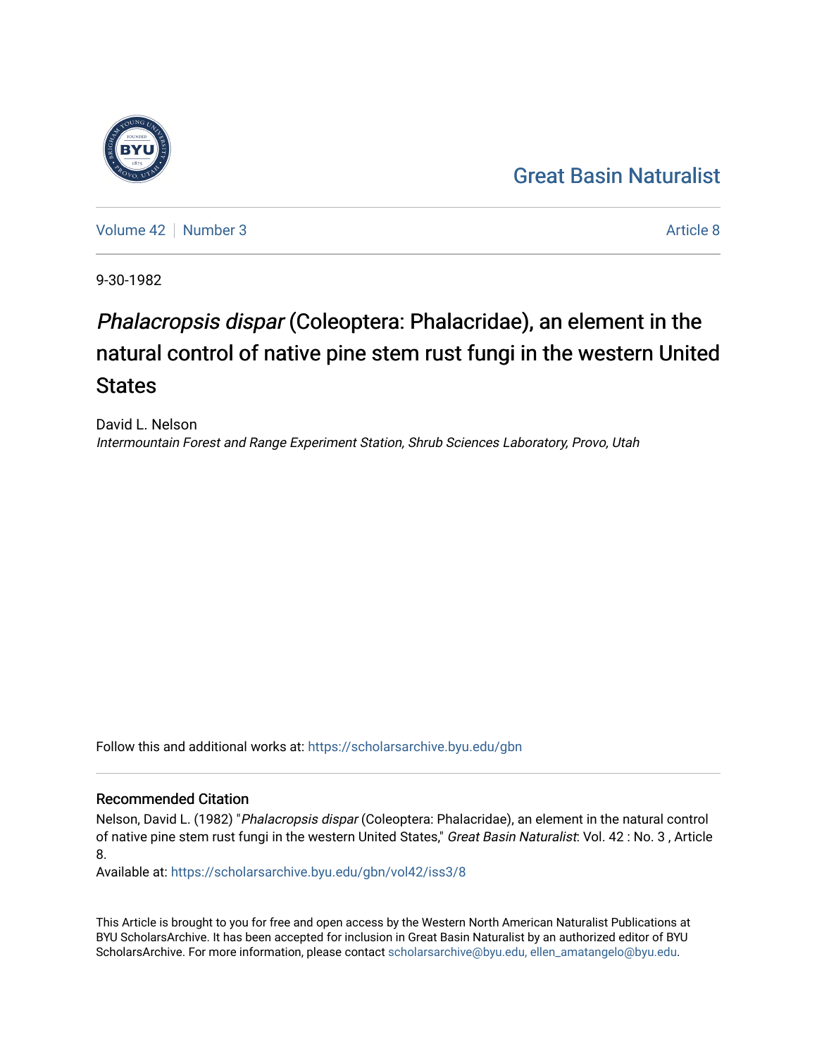Great Basin Naturalist

Volume 42 | Number 3 Article 8

9-30-1982

# *Phalacropsis dispar* (Coleoptera: Phalacridae), an element in the natural control of native pine stem rust fungi in the western United States

David L. Nelson
*Intermountain Forest and Range Experiment Station, Shrub Sciences Laboratory, Provo, Utah*

Follow this and additional works at: https://scholarsarchive.byu.edu/gbn

## Recommended Citation

Nelson, David L. (1982) "*Phalacropsis dispar* (Coleoptera: Phalacridae), an element in the natural control of native pine stem rust fungi in the western United States," *Great Basin Naturalist*: Vol. 42 : No. 3 , Article 8.

Available at: https://scholarsarchive.byu.edu/gbn/vol42/iss3/8

This Article is brought to you for free and open access by the Western North American Naturalist Publications at BYU ScholarsArchive. It has been accepted for inclusion in Great Basin Naturalist by an authorized editor of BYU ScholarsArchive. For more information, please contact scholarsarchive@byu.edu, ellen_amatangelo@byu.edu.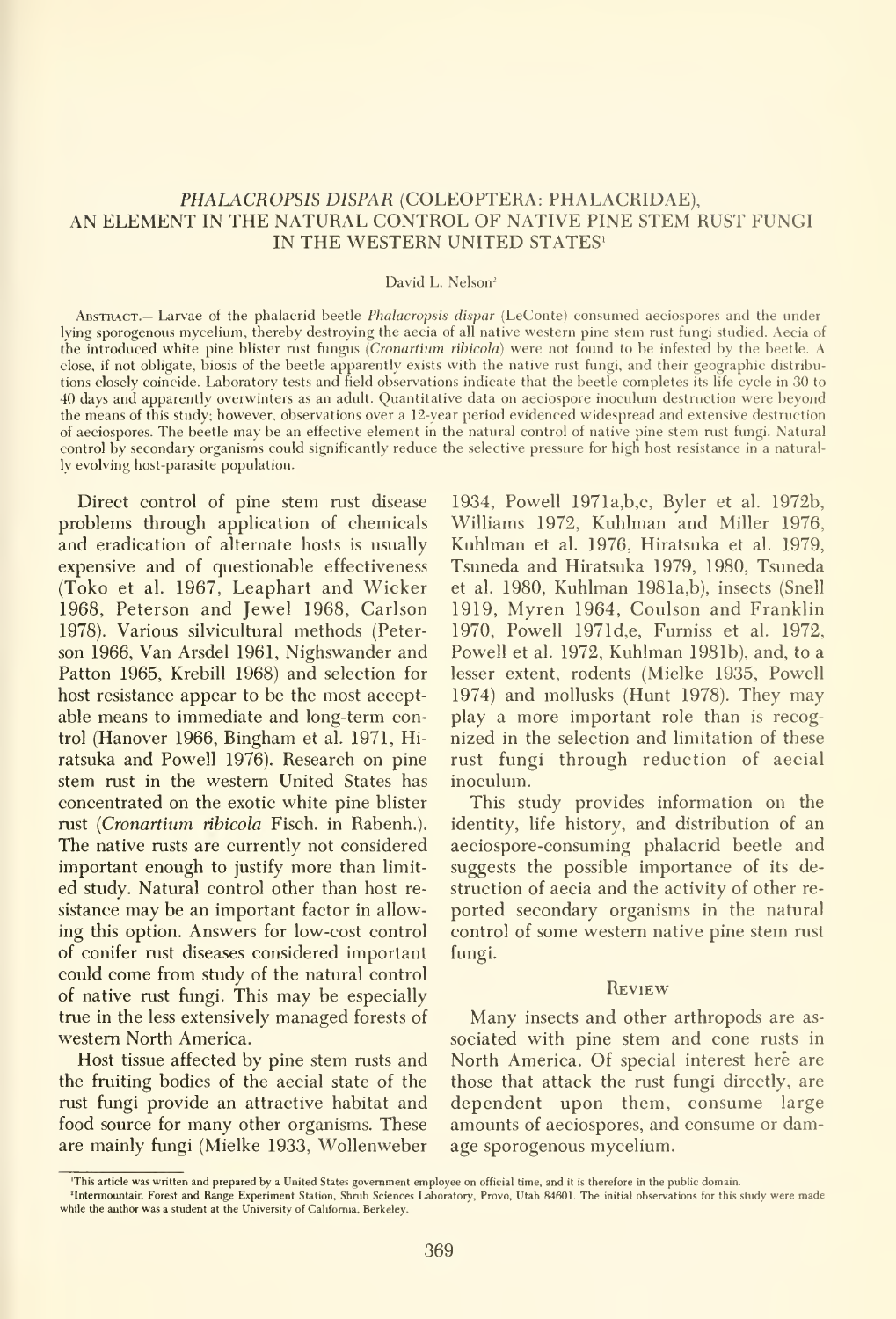# *PHALACROPSIS DISPAR* (COLEOPTERA: PHALACRIDAE), AN ELEMENT IN THE NATURAL CONTROL OF NATIVE PINE STEM RUST FUNGI IN THE WESTERN UNITED STATES[1]

David L. Nelson[2]

ABSTRACT.— Larvae of the phalacrid beetle *Phalacropsis dispar* (LeConte) consumed aeciospores and the underlying sporogenous mycelium, thereby destroying the aecia of all native western pine stem rust fungi studied. Aecia of the introduced white pine blister rust fungus (*Cronartium ribicola*) were not found to be infested by the beetle. A close, if not obligate, biosis of the beetle apparently exists with the native rust fungi, and their geographic distributions closely coincide. Laboratory tests and field observations indicate that the beetle completes its life cycle in 30 to 40 days and apparently overwinters as an adult. Quantitative data on aeciospore inoculum destruction were beyond the means of this study; however, observations over a 12-year period evidenced widespread and extensive destruction of aeciospores. The beetle may be an effective element in the natural control of native pine stem rust fungi. Natural control by secondary organisms could significantly reduce the selective pressure for high host resistance in a naturally evolving host-parasite population.

Direct control of pine stem rust disease problems through application of chemicals and eradication of alternate hosts is usually expensive and of questionable effectiveness (Toko et al. 1967, Leaphart and Wicker 1968, Peterson and Jewel 1968, Carlson 1978). Various silvicultural methods (Peterson 1966, Van Arsdel 1961, Nighswander and Patton 1965, Krebill 1968) and selection for host resistance appear to be the most acceptable means to immediate and long-term control (Hanover 1966, Bingham et al. 1971, Hiratsuka and Powell 1976). Research on pine stem rust in the western United States has concentrated on the exotic white pine blister rust (*Cronartium ribicola* Fisch. in Rabenh.). The native rusts are currently not considered important enough to justify more than limited study. Natural control other than host resistance may be an important factor in allowing this option. Answers for low-cost control of conifer rust diseases considered important could come from study of the natural control of native rust fungi. This may be especially true in the less extensively managed forests of western North America.

Host tissue affected by pine stem rusts and the fruiting bodies of the aecial state of the rust fungi provide an attractive habitat and food source for many other organisms. These are mainly fungi (Mielke 1933, Wollenweber 1934, Powell 1971a,b,c, Byler et al. 1972b, Williams 1972, Kuhlman and Miller 1976, Kuhlman et al. 1976, Hiratsuka et al. 1979, Tsuneda and Hiratsuka 1979, 1980, Tsuneda et al. 1980, Kuhlman 1981a,b), insects (Snell 1919, Myren 1964, Coulson and Franklin 1970, Powell 1971d,e, Furniss et al. 1972, Powell et al. 1972, Kuhlman 1981b), and, to a lesser extent, rodents (Mielke 1935, Powell 1974) and mollusks (Hunt 1978). They may play a more important role than is recognized in the selection and limitation of these rust fungi through reduction of aecial inoculum.

This study provides information on the identity, life history, and distribution of an aeciospore-consuming phalacrid beetle and suggests the possible importance of its destruction of aecia and the activity of other reported secondary organisms in the natural control of some western native pine stem rust fungi.

## Review

Many insects and other arthropods are associated with pine stem and cone rusts in North America. Of special interest here are those that attack the rust fungi directly, are dependent upon them, consume large amounts of aeciospores, and consume or damage sporogenous mycelium.

[1]This article was written and prepared by a United States government employee on official time, and it is therefore in the public domain.

[2]Intermountain Forest and Range Experiment Station, Shrub Sciences Laboratory, Provo, Utah 84601. The initial observations for this study were made while the author was a student at the University of California, Berkeley.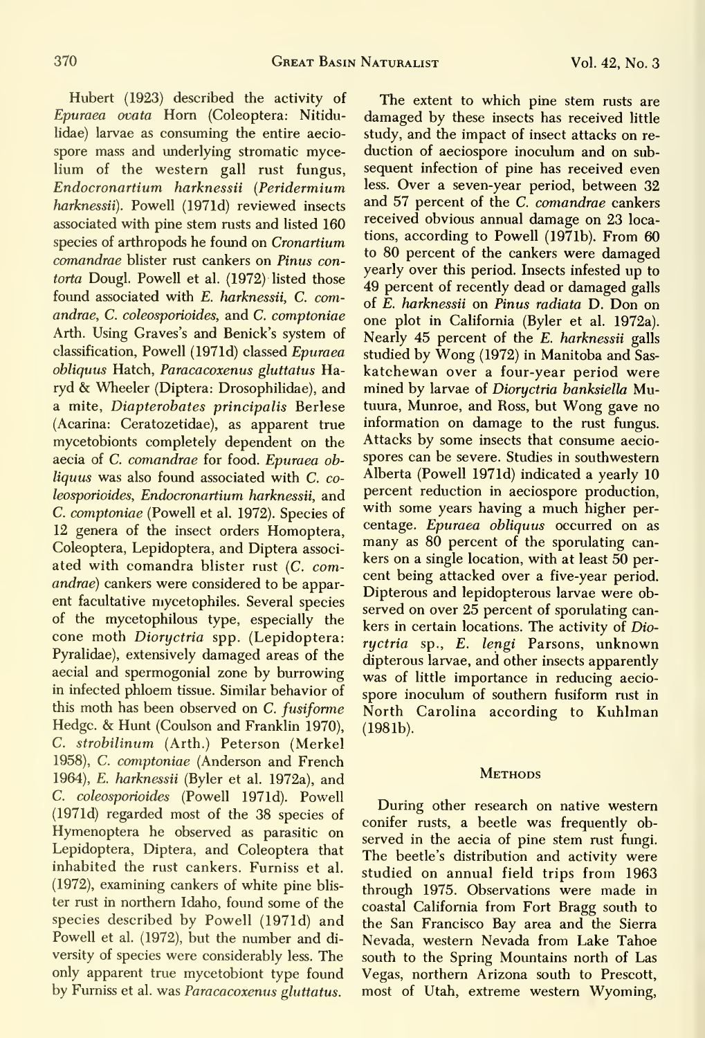Hubert (1923) described the activity of *Epuraea ovata* Horn (Coleoptera: Nitidulidae) larvae as consuming the entire aeciospore mass and underlying stromatic mycelium of the western gall rust fungus, *Endocronartium harknessii* (*Peridermium harknessii*). Powell (1971d) reviewed insects associated with pine stem rusts and listed 160 species of arthropods he found on *Cronartium comandrae* blister rust cankers on *Pinus contorta* Dougl. Powell et al. (1972) listed those found associated with *E. harknessii*, *C. comandrae*, *C. coleosporioides*, and *C. comptoniae* Arth. Using Graves's and Benick's system of classification, Powell (1971d) classed *Epuraea obliquus* Hatch, *Paracacoxenus gluttatus* Haryd & Wheeler (Diptera: Drosophilidae), and a mite, *Diapterobates principalis* Berlese (Acarina: Ceratozetidae), as apparent true mycetobionts completely dependent on the aecia of *C. comandrae* for food. *Epuraea obliquus* was also found associated with *C. coleosporioides*, *Endocronartium harknessii*, and *C. comptoniae* (Powell et al. 1972). Species of 12 genera of the insect orders Homoptera, Coleoptera, Lepidoptera, and Diptera associated with comandra blister rust (*C. comandrae*) cankers were considered to be apparent facultative mycetophiles. Several species of the mycetophilous type, especially the cone moth *Dioryctria* spp. (Lepidoptera: Pyralidae), extensively damaged areas of the aecial and spermogonial zone by burrowing in infected phloem tissue. Similar behavior of this moth has been observed on *C. fusiforme* Hedgc. & Hunt (Coulson and Franklin 1970), *C. strobilinum* (Arth.) Peterson (Merkel 1958), *C. comptoniae* (Anderson and French 1964), *E. harknessii* (Byler et al. 1972a), and *C. coleosporioides* (Powell 1971d). Powell (1971d) regarded most of the 38 species of Hymenoptera he observed as parasitic on Lepidoptera, Diptera, and Coleoptera that inhabited the rust cankers. Furniss et al. (1972), examining cankers of white pine blister rust in northern Idaho, found some of the species described by Powell (1971d) and Powell et al. (1972), but the number and diversity of species were considerably less. The only apparent true mycetobiont type found by Furniss et al. was *Paracacoxenus gluttatus*.

The extent to which pine stem rusts are damaged by these insects has received little study, and the impact of insect attacks on reduction of aeciospore inoculum and on subsequent infection of pine has received even less. Over a seven-year period, between 32 and 57 percent of the *C. comandrae* cankers received obvious annual damage on 23 locations, according to Powell (1971b). From 60 to 80 percent of the cankers were damaged yearly over this period. Insects infested up to 49 percent of recently dead or damaged galls of *E. harknessii* on *Pinus radiata* D. Don on one plot in California (Byler et al. 1972a). Nearly 45 percent of the *E. harknessii* galls studied by Wong (1972) in Manitoba and Saskatchewan over a four-year period were mined by larvae of *Dioryctria banksiella* Mutuura, Munroe, and Ross, but Wong gave no information on damage to the rust fungus. Attacks by some insects that consume aeciospores can be severe. Studies in southwestern Alberta (Powell 1971d) indicated a yearly 10 percent reduction in aeciospore production, with some years having a much higher percentage. *Epuraea obliquus* occurred on as many as 80 percent of the sporulating cankers on a single location, with at least 50 percent being attacked over a five-year period. Dipterous and lepidopterous larvae were observed on over 25 percent of sporulating cankers in certain locations. The activity of *Dioryctria* sp., *E. lengi* Parsons, unknown dipterous larvae, and other insects apparently was of little importance in reducing aeciospore inoculum of southern fusiform rust in North Carolina according to Kuhlman (1981b).

## Methods

During other research on native western conifer rusts, a beetle was frequently observed in the aecia of pine stem rust fungi. The beetle's distribution and activity were studied on annual field trips from 1963 through 1975. Observations were made in coastal California from Fort Bragg south to the San Francisco Bay area and the Sierra Nevada, western Nevada from Lake Tahoe south to the Spring Mountains north of Las Vegas, northern Arizona south to Prescott, most of Utah, extreme western Wyoming,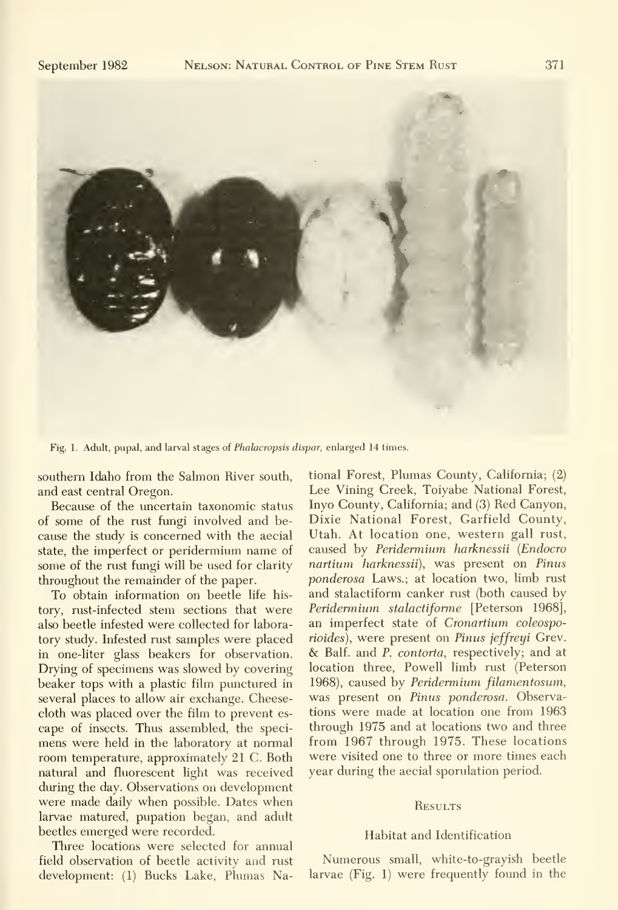Fig. 1. Adult, pupal, and larval stages of *Phalacropsis dispar,* enlarged 14 times.

southern Idaho from the Salmon River south, and east central Oregon.

Because of the uncertain taxonomic status of some of the rust fungi involved and because the study is concerned with the aecial state, the imperfect or peridermium name of some of the rust fungi will be used for clarity throughout the remainder of the paper.

To obtain information on beetle life history, rust-infected stem sections that were also beetle infested were collected for laboratory study. Infested rust samples were placed in one-liter glass beakers for observation. Drying of specimens was slowed by covering beaker tops with a plastic film punctured in several places to allow air exchange. Cheesecloth was placed over the film to prevent escape of insects. Thus assembled, the specimens were held in the laboratory at normal room temperature, approximately 21 C. Both natural and fluorescent light was received during the day. Observations on development were made daily when possible. Dates when larvae matured, pupation began, and adult beetles emerged were recorded.

Three locations were selected for annual field observation of beetle activity and rust development: (1) Bucks Lake, Plumas National Forest, Plumas County, California; (2) Lee Vining Creek, Toiyabe National Forest, Inyo County, California; and (3) Red Canyon, Dixie National Forest, Garfield County, Utah. At location one, western gall rust, caused by *Peridermium harknessii* (*Endocronartium harknessii*), was present on *Pinus ponderosa* Laws.; at location two, limb rust and stalactiform canker rust (both caused by *Peridermium stalactiforme* [Peterson 1968], an imperfect state of *Cronartium coleosporioides*), were present on *Pinus jeffreyi* Grev. & Balf. and *P. contorta*, respectively; and at location three, Powell limb rust (Peterson 1968), caused by *Peridermium filamentosum*, was present on *Pinus ponderosa*. Observations were made at location one from 1963 through 1975 and at locations two and three from 1967 through 1975. These locations were visited one to three or more times each year during the aecial sporulation period.

## Results

### Habitat and Identification

Numerous small, white-to-grayish beetle larvae (Fig. 1) were frequently found in the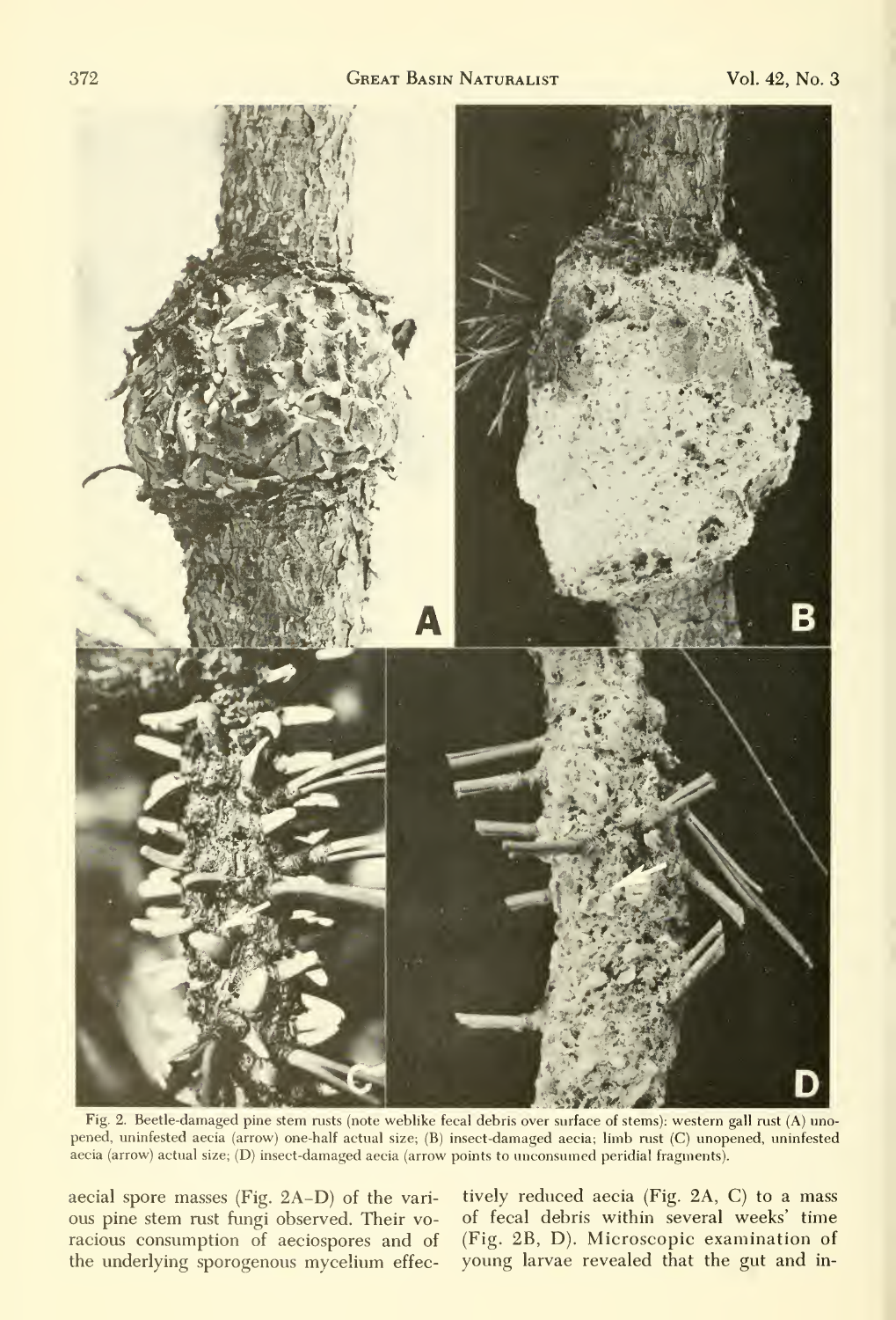Fig. 2. Beetle-damaged pine stem rusts (note weblike fecal debris over surface of stems): western gall rust (A) unopened, uninfested aecia (arrow) one-half actual size; (B) insect-damaged aecia; limb rust (C) unopened, uninfested aecia (arrow) actual size; (D) insect-damaged aecia (arrow points to unconsumed peridial fragments).

aecial spore masses (Fig. 2A–D) of the various pine stem rust fungi observed. Their voracious consumption of aeciospores and of the underlying sporogenous mycelium effectively reduced aecia (Fig. 2A, C) to a mass of fecal debris within several weeks' time (Fig. 2B, D). Microscopic examination of young larvae revealed that the gut and in-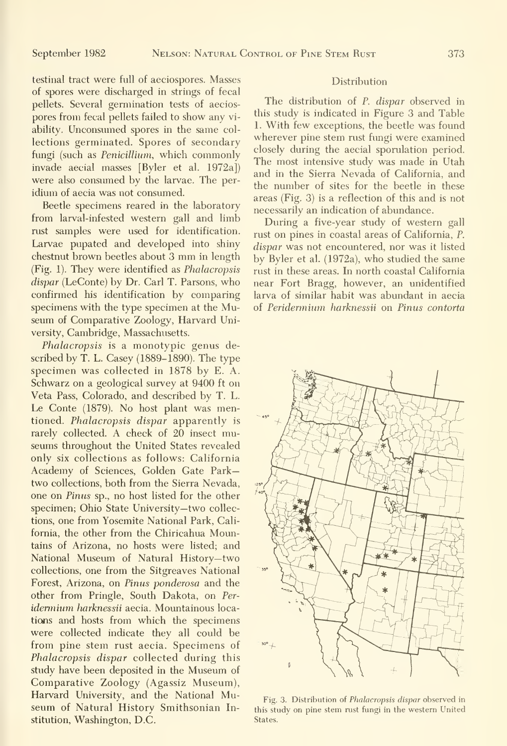testinal tract were full of aeciospores. Masses of spores were discharged in strings of fecal pellets. Several germination tests of aeciospores from fecal pellets failed to show any viability. Unconsumed spores in the same collections germinated. Spores of secondary fungi (such as *Penicillium*, which commonly invade aecial masses [Byler et al. 1972a]) were also consumed by the larvae. The peridium of aecia was not consumed.

Beetle specimens reared in the laboratory from larval-infested western gall and limb rust samples were used for identification. Larvae pupated and developed into shiny chestnut brown beetles about 3 mm in length (Fig. 1). They were identified as *Phalacropsis dispar* (LeConte) by Dr. Carl T. Parsons, who confirmed his identification by comparing specimens with the type specimen at the Museum of Comparative Zoology, Harvard University, Cambridge, Massachusetts.

*Phalacropsis* is a monotypic genus described by T. L. Casey (1889–1890). The type specimen was collected in 1878 by E. A. Schwarz on a geological survey at 9400 ft on Veta Pass, Colorado, and described by T. L. Le Conte (1879). No host plant was mentioned. *Phalacropsis dispar* apparently is rarely collected. A check of 20 insect museums throughout the United States revealed only six collections as follows: California Academy of Sciences, Golden Gate Park—two collections, both from the Sierra Nevada, one on *Pinus* sp., no host listed for the other specimen; Ohio State University—two collections, one from Yosemite National Park, California, the other from the Chiricahua Mountains of Arizona, no hosts were listed; and National Museum of Natural History—two collections, one from the Sitgreaves National Forest, Arizona, on *Pinus ponderosa* and the other from Pringle, South Dakota, on *Peridermium harknessii* aecia. Mountainous locations and hosts from which the specimens were collected indicate they all could be from pine stem rust aecia. Specimens of *Phalacropsis dispar* collected during this study have been deposited in the Museum of Comparative Zoology (Agassiz Museum), Harvard University, and the National Museum of Natural History Smithsonian Institution, Washington, D.C.

## Distribution

The distribution of *P. dispar* observed in this study is indicated in Figure 3 and Table 1. With few exceptions, the beetle was found wherever pine stem rust fungi were examined closely during the aecial sporulation period. The most intensive study was made in Utah and in the Sierra Nevada of California, and the number of sites for the beetle in these areas (Fig. 3) is a reflection of this and is not necessarily an indication of abundance.

During a five-year study of western gall rust on pines in coastal areas of California, *P. dispar* was not encountered, nor was it listed by Byler et al. (1972a), who studied the same rust in these areas. In north coastal California near Fort Bragg, however, an unidentified larva of similar habit was abundant in aecia of *Peridermium harknessii* on *Pinus contorta*

Fig. 3. Distribution of *Phalacropsis dispar* observed in this study on pine stem rust fungi in the western United States.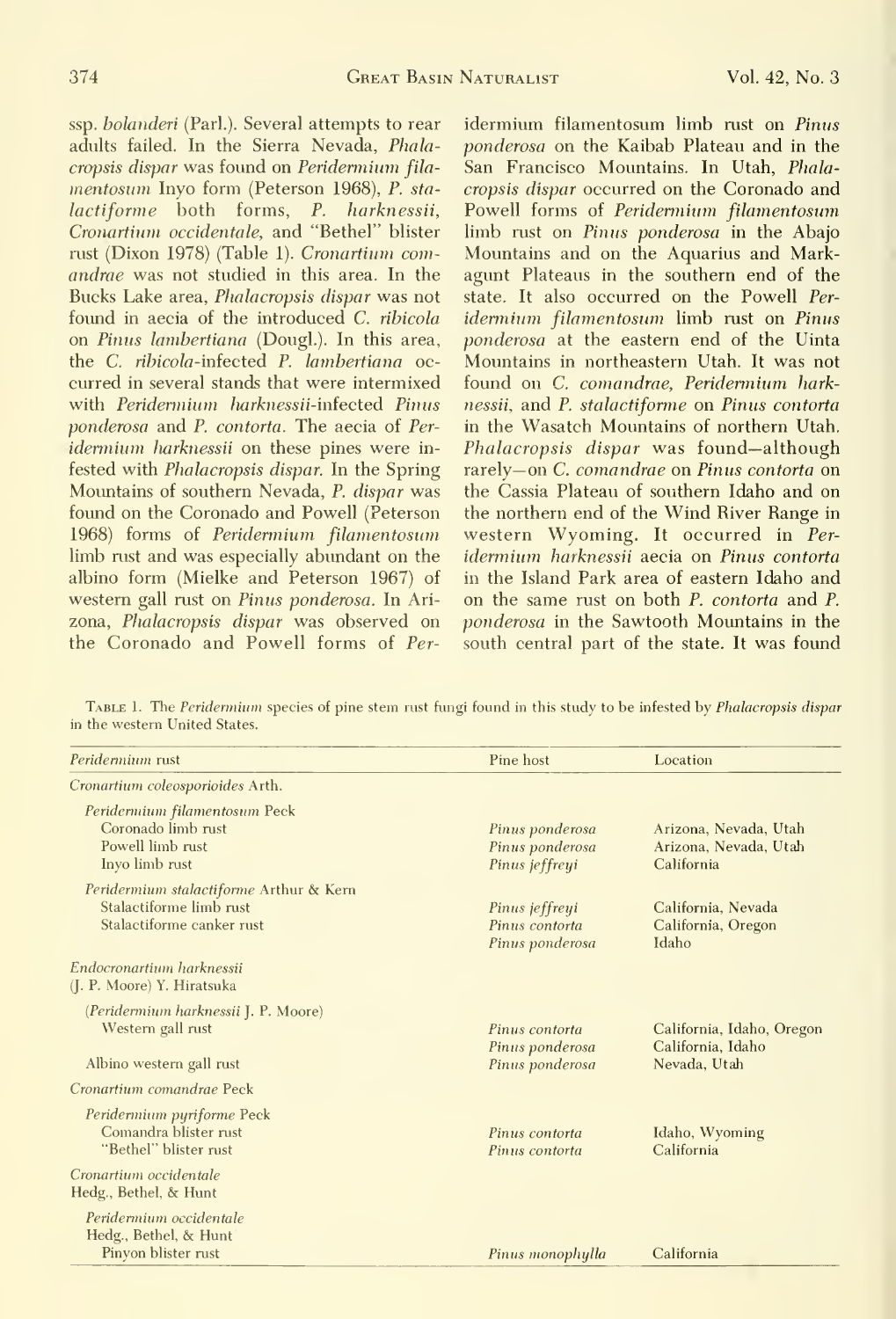ssp. *bolanderi* (Parl.). Several attempts to rear adults failed. In the Sierra Nevada, *Phalacropsis dispar* was found on *Peridermium filamentosum* Inyo form (Peterson 1968), *P. stalactiforme* both forms, *P. harknessii*, *Cronartium occidentale*, and "Bethel" blister rust (Dixon 1978) (Table 1). *Cronartium comandrae* was not studied in this area. In the Bucks Lake area, *Phalacropsis dispar* was not found in aecia of the introduced *C. ribicola* on *Pinus lambertiana* (Dougl.). In this area, the *C. ribicola*-infected *P. lambertiana* occurred in several stands that were intermixed with *Peridermium harknessii*-infected *Pinus ponderosa* and *P. contorta*. The aecia of *Peridermium harknessii* on these pines were infested with *Phalacropsis dispar*. In the Spring Mountains of southern Nevada, *P. dispar* was found on the Coronado and Powell (Peterson 1968) forms of *Peridermium filamentosum* limb rust and was especially abundant on the albino form (Mielke and Peterson 1967) of western gall rust on *Pinus ponderosa*. In Arizona, *Phalacropsis dispar* was observed on the Coronado and Powell forms of *Peridermium filamentosum* limb rust on *Pinus ponderosa* on the Kaibab Plateau and in the San Francisco Mountains. In Utah, *Phalacropsis dispar* occurred on the Coronado and Powell forms of *Peridermium filamentosum* limb rust on *Pinus ponderosa* in the Abajo Mountains and on the Aquarius and Markagunt Plateaus in the southern end of the state. It also occurred on the Powell *Peridermium filamentosum* limb rust on *Pinus ponderosa* at the eastern end of the Uinta Mountains in northeastern Utah. It was not found on *C. comandrae*, *Peridermium harknessii*, and *P. stalactiforme* on *Pinus contorta* in the Wasatch Mountains of northern Utah. *Phalacropsis dispar* was found—although rarely—on *C. comandrae* on *Pinus contorta* on the Cassia Plateau of southern Idaho and on the northern end of the Wind River Range in western Wyoming. It occurred in *Peridermium harknessii* aecia on *Pinus contorta* in the Island Park area of eastern Idaho and on the same rust on both *P. contorta* and *P. ponderosa* in the Sawtooth Mountains in the south central part of the state. It was found

Table 1. The *Peridermium* species of pine stem rust fungi found in this study to be infested by *Phalacropsis dispar* in the western United States.

| *Peridermium* rust | Pine host | Location |
|---|---|---|
| *Cronartium coleosporioides* Arth. | | |
| *Peridermium filamentosum* Peck | | |
| Coronado limb rust | *Pinus ponderosa* | Arizona, Nevada, Utah |
| Powell limb rust | *Pinus ponderosa* | Arizona, Nevada, Utah |
| Inyo limb rust | *Pinus jeffreyi* | California |
| *Peridermium stalactiforme* Arthur & Kern | | |
| Stalactiforme limb rust | *Pinus jeffreyi* | California, Nevada |
| Stalactiforme canker rust | *Pinus contorta* | California, Oregon |
| | *Pinus ponderosa* | Idaho |
| *Endocronartium harknessii* (J. P. Moore) Y. Hiratsuka | | |
| (*Peridermium harknessii* J. P. Moore) | | |
| Western gall rust | *Pinus contorta* | California, Idaho, Oregon |
| | *Pinus ponderosa* | California, Idaho |
| Albino western gall rust | *Pinus ponderosa* | Nevada, Utah |
| *Cronartium comandrae* Peck | | |
| *Peridermium pyriforme* Peck | | |
| Comandra blister rust | *Pinus contorta* | Idaho, Wyoming |
| "Bethel" blister rust | *Pinus contorta* | California |
| *Cronartium occidentale* Hedg., Bethel, & Hunt | | |
| *Peridermium occidentale* Hedg., Bethel, & Hunt | | |
| Pinyon blister rust | *Pinus monophylla* | California |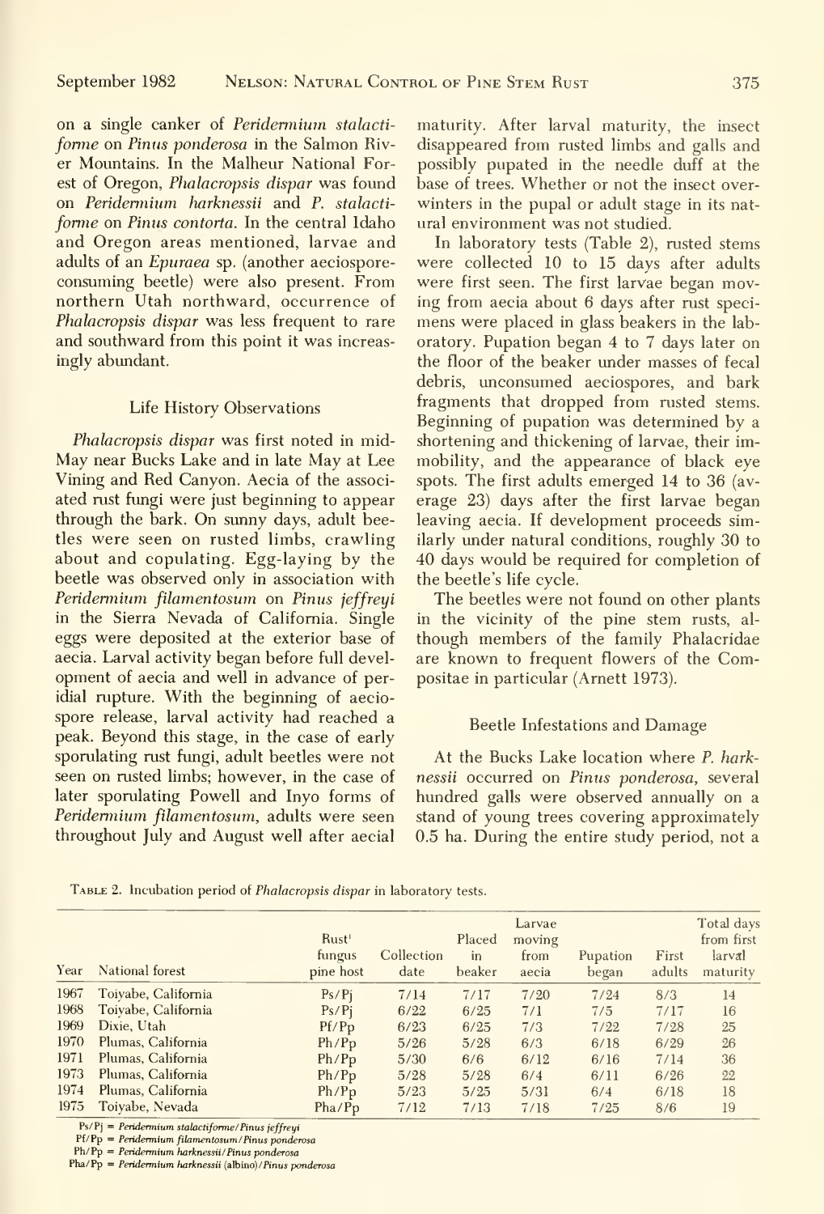on a single canker of *Peridermium stalactiforme* on *Pinus ponderosa* in the Salmon River Mountains. In the Malheur National Forest of Oregon, *Phalacropsis dispar* was found on *Peridermium harknessii* and *P. stalactiforme* on *Pinus contorta*. In the central Idaho and Oregon areas mentioned, larvae and adults of an *Epuraea* sp. (another aeciospore-consuming beetle) were also present. From northern Utah northward, occurrence of *Phalacropsis dispar* was less frequent to rare and southward from this point it was increasingly abundant.

### Life History Observations

*Phalacropsis dispar* was first noted in mid-May near Bucks Lake and in late May at Lee Vining and Red Canyon. Aecia of the associated rust fungi were just beginning to appear through the bark. On sunny days, adult beetles were seen on rusted limbs, crawling about and copulating. Egg-laying by the beetle was observed only in association with *Peridermium filamentosum* on *Pinus jeffreyi* in the Sierra Nevada of California. Single eggs were deposited at the exterior base of aecia. Larval activity began before full development of aecia and well in advance of peridial rupture. With the beginning of aeciospore release, larval activity had reached a peak. Beyond this stage, in the case of early sporulating rust fungi, adult beetles were not seen on rusted limbs; however, in the case of later sporulating Powell and Inyo forms of *Peridermium filamentosum*, adults were seen throughout July and August well after aecial maturity. After larval maturity, the insect disappeared from rusted limbs and galls and possibly pupated in the needle duff at the base of trees. Whether or not the insect overwinters in the pupal or adult stage in its natural environment was not studied.

In laboratory tests (Table 2), rusted stems were collected 10 to 15 days after adults were first seen. The first larvae began moving from aecia about 6 days after rust specimens were placed in glass beakers in the laboratory. Pupation began 4 to 7 days later on the floor of the beaker under masses of fecal debris, unconsumed aeciospores, and bark fragments that dropped from rusted stems. Beginning of pupation was determined by a shortening and thickening of larvae, their immobility, and the appearance of black eye spots. The first adults emerged 14 to 36 (average 23) days after the first larvae began leaving aecia. If development proceeds similarly under natural conditions, roughly 30 to 40 days would be required for completion of the beetle's life cycle.

The beetles were not found on other plants in the vicinity of the pine stem rusts, although members of the family Phalacridae are known to frequent flowers of the Compositae in particular (Arnett 1973).

### Beetle Infestations and Damage

At the Bucks Lake location where *P. harknessii* occurred on *Pinus ponderosa*, several hundred galls were observed annually on a stand of young trees covering approximately 0.5 ha. During the entire study period, not a

Table 2. Incubation period of *Phalacropsis dispar* in laboratory tests.

| Year | National forest | Rust[1] fungus pine host | Collection date | Placed in beaker | Larvae moving from aecia | Pupation began | First adults | Total days from first larval maturity |
|---|---|---|---|---|---|---|---|---|
| 1967 | Toiyabe, California | Ps/Pj | 7/14 | 7/17 | 7/20 | 7/24 | 8/3 | 14 |
| 1968 | Toiyabe, California | Ps/Pj | 6/22 | 6/25 | 7/1 | 7/5 | 7/17 | 16 |
| 1969 | Dixie, Utah | Pf/Pp | 6/23 | 6/25 | 7/3 | 7/22 | 7/28 | 25 |
| 1970 | Plumas, California | Ph/Pp | 5/26 | 5/28 | 6/3 | 6/18 | 6/29 | 26 |
| 1971 | Plumas, California | Ph/Pp | 5/30 | 6/6 | 6/12 | 6/16 | 7/14 | 36 |
| 1973 | Plumas, California | Ph/Pp | 5/28 | 5/28 | 6/4 | 6/11 | 6/26 | 22 |
| 1974 | Plumas, California | Ph/Pp | 5/23 | 5/25 | 5/31 | 6/4 | 6/18 | 18 |
| 1975 | Toiyabe, Nevada | Pha/Pp | 7/12 | 7/13 | 7/18 | 7/25 | 8/6 | 19 |

Ps/Pj = *Peridermium stalactiforme*/*Pinus jeffreyi*
Pf/Pp = *Peridermium filamentosum*/*Pinus ponderosa*
Ph/Pp = *Peridermium harknessii*/*Pinus ponderosa*
Pha/Pp = *Peridermium harknessii* (albino)/*Pinus ponderosa*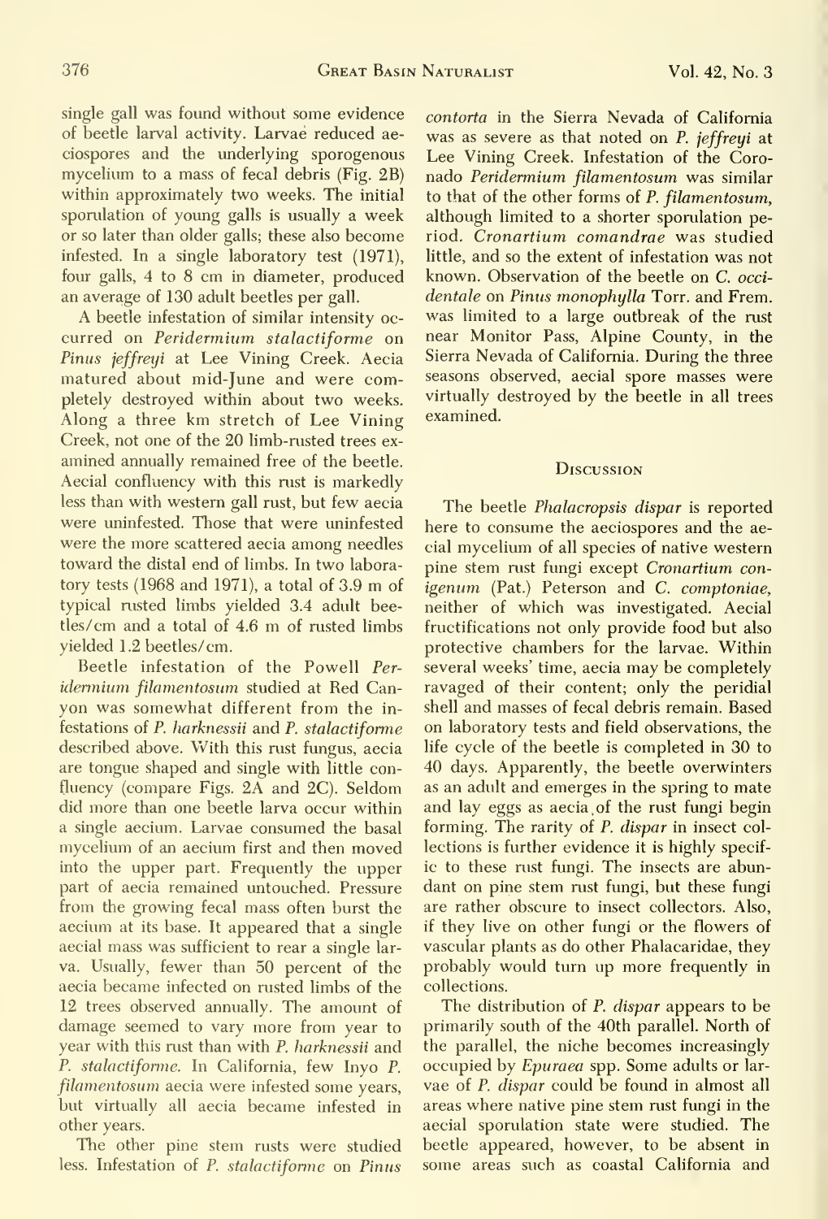single gall was found without some evidence of beetle larval activity. Larvae reduced aeciospores and the underlying sporogenous mycelium to a mass of fecal debris (Fig. 2B) within approximately two weeks. The initial sporulation of young galls is usually a week or so later than older galls; these also become infested. In a single laboratory test (1971), four galls, 4 to 8 cm in diameter, produced an average of 130 adult beetles per gall.

A beetle infestation of similar intensity occurred on *Peridermium stalactiforme* on *Pinus jeffreyi* at Lee Vining Creek. Aecia matured about mid-June and were completely destroyed within about two weeks. Along a three km stretch of Lee Vining Creek, not one of the 20 limb-rusted trees examined annually remained free of the beetle. Aecial confluency with this rust is markedly less than with western gall rust, but few aecia were uninfested. Those that were uninfested were the more scattered aecia among needles toward the distal end of limbs. In two laboratory tests (1968 and 1971), a total of 3.9 m of typical rusted limbs yielded 3.4 adult beetles/cm and a total of 4.6 m of rusted limbs yielded 1.2 beetles/cm.

Beetle infestation of the Powell *Peridermium filamentosum* studied at Red Canyon was somewhat different from the infestations of *P. harknessii* and *P. stalactiforme* described above. With this rust fungus, aecia are tongue shaped and single with little confluency (compare Figs. 2A and 2C). Seldom did more than one beetle larva occur within a single aecium. Larvae consumed the basal mycelium of an aecium first and then moved into the upper part. Frequently the upper part of aecia remained untouched. Pressure from the growing fecal mass often burst the aecium at its base. It appeared that a single aecial mass was sufficient to rear a single larva. Usually, fewer than 50 percent of the aecia became infected on rusted limbs of the 12 trees observed annually. The amount of damage seemed to vary more from year to year with this rust than with *P. harknessii* and *P. stalactiforme*. In California, few Inyo *P. filamentosum* aecia were infested some years, but virtually all aecia became infested in other years.

The other pine stem rusts were studied less. Infestation of *P. stalactiforme* on *Pinus contorta* in the Sierra Nevada of California was as severe as that noted on *P. jeffreyi* at Lee Vining Creek. Infestation of the Coronado *Peridermium filamentosum* was similar to that of the other forms of *P. filamentosum*, although limited to a shorter sporulation period. *Cronartium comandrae* was studied little, and so the extent of infestation was not known. Observation of the beetle on *C. occidentale* on *Pinus monophylla* Torr. and Frem. was limited to a large outbreak of the rust near Monitor Pass, Alpine County, in the Sierra Nevada of California. During the three seasons observed, aecial spore masses were virtually destroyed by the beetle in all trees examined.

## Discussion

The beetle *Phalacropsis dispar* is reported here to consume the aeciospores and the aecial mycelium of all species of native western pine stem rust fungi except *Cronartium conigenum* (Pat.) Peterson and *C. comptoniae*, neither of which was investigated. Aecial fructifications not only provide food but also protective chambers for the larvae. Within several weeks' time, aecia may be completely ravaged of their content; only the peridial shell and masses of fecal debris remain. Based on laboratory tests and field observations, the life cycle of the beetle is completed in 30 to 40 days. Apparently, the beetle overwinters as an adult and emerges in the spring to mate and lay eggs as aecia of the rust fungi begin forming. The rarity of *P. dispar* in insect collections is further evidence it is highly specific to these rust fungi. The insects are abundant on pine stem rust fungi, but these fungi are rather obscure to insect collectors. Also, if they live on other fungi or the flowers of vascular plants as do other Phalacaridae, they probably would turn up more frequently in collections.

The distribution of *P. dispar* appears to be primarily south of the 40th parallel. North of the parallel, the niche becomes increasingly occupied by *Epuraea* spp. Some adults or larvae of *P. dispar* could be found in almost all areas where native pine stem rust fungi in the aecial sporulation state were studied. The beetle appeared, however, to be absent in some areas such as coastal California and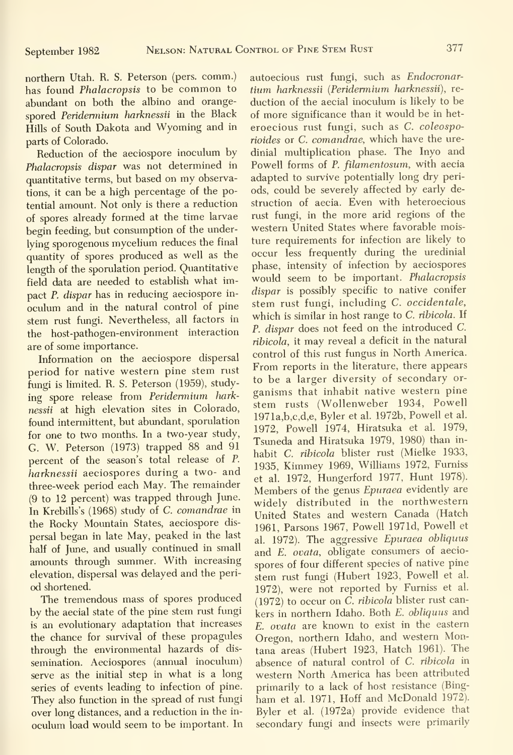northern Utah. R. S. Peterson (pers. comm.) has found *Phalacropsis* to be common to abundant on both the albino and orange-spored *Peridermium harknessii* in the Black Hills of South Dakota and Wyoming and in parts of Colorado.

Reduction of the aeciospore inoculum by *Phalacropsis dispar* was not determined in quantitative terms, but based on my observations, it can be a high percentage of the potential amount. Not only is there a reduction of spores already formed at the time larvae begin feeding, but consumption of the underlying sporogenous mycelium reduces the final quantity of spores produced as well as the length of the sporulation period. Quantitative field data are needed to establish what impact *P. dispar* has in reducing aeciospore inoculum and in the natural control of pine stem rust fungi. Nevertheless, all factors in the host-pathogen-environment interaction are of some importance.

Information on the aeciospore dispersal period for native western pine stem rust fungi is limited. R. S. Peterson (1959), studying spore release from *Peridermium harknessii* at high elevation sites in Colorado, found intermittent, but abundant, sporulation for one to two months. In a two-year study, G. W. Peterson (1973) trapped 88 and 91 percent of the season's total release of *P. harknessii* aeciospores during a two- and three-week period each May. The remainder (9 to 12 percent) was trapped through June. In Krebills's (1968) study of *C. comandrae* in the Rocky Mountain States, aeciospore dispersal began in late May, peaked in the last half of June, and usually continued in small amounts through summer. With increasing elevation, dispersal was delayed and the period shortened.

The tremendous mass of spores produced by the aecial state of the pine stem rust fungi is an evolutionary adaptation that increases the chance for survival of these propagules through the environmental hazards of dissemination. Aeciospores (annual inoculum) serve as the initial step in what is a long series of events leading to infection of pine. They also function in the spread of rust fungi over long distances, and a reduction in the inoculum load would seem to be important. In autoecious rust fungi, such as *Endocronartium harknessii* (*Peridermium harknessii*), reduction of the aecial inoculum is likely to be of more significance than it would be in heteroecious rust fungi, such as *C. coleosporioides* or *C. comandrae*, which have the uredinial multiplication phase. The Inyo and Powell forms of *P. filamentosum*, with aecia adapted to survive potentially long dry periods, could be severely affected by early destruction of aecia. Even with heteroecious rust fungi, in the more arid regions of the western United States where favorable moisture requirements for infection are likely to occur less frequently during the uredinial phase, intensity of infection by aeciospores would seem to be important. *Phalacropsis dispar* is possibly specific to native conifer stem rust fungi, including *C. occidentale*, which is similar in host range to *C. ribicola*. If *P. dispar* does not feed on the introduced *C. ribicola*, it may reveal a deficit in the natural control of this rust fungus in North America. From reports in the literature, there appears to be a larger diversity of secondary organisms that inhabit native western pine stem rusts (Wollenweber 1934, Powell 1971a,b,c,d,e, Byler et al. 1972b, Powell et al. 1972, Powell 1974, Hiratsuka et al. 1979, Tsuneda and Hiratsuka 1979, 1980) than inhabit *C. ribicola* blister rust (Mielke 1933, 1935, Kimmey 1969, Williams 1972, Furniss et al. 1972, Hungerford 1977, Hunt 1978). Members of the genus *Epuraea* evidently are widely distributed in the northwestern United States and western Canada (Hatch 1961, Parsons 1967, Powell 1971d, Powell et al. 1972). The aggressive *Epuraea obliquus* and *E. ovata*, obligate consumers of aeciospores of four different species of native pine stem rust fungi (Hubert 1923, Powell et al. 1972), were not reported by Furniss et al. (1972) to occur on *C. ribicola* blister rust cankers in northern Idaho. Both *E. obliquus* and *E. ovata* are known to exist in the eastern Oregon, northern Idaho, and western Montana areas (Hubert 1923, Hatch 1961). The absence of natural control of *C. ribicola* in western North America has been attributed primarily to a lack of host resistance (Bingham et al. 1971, Hoff and McDonald 1972). Byler et al. (1972a) provide evidence that secondary fungi and insects were primarily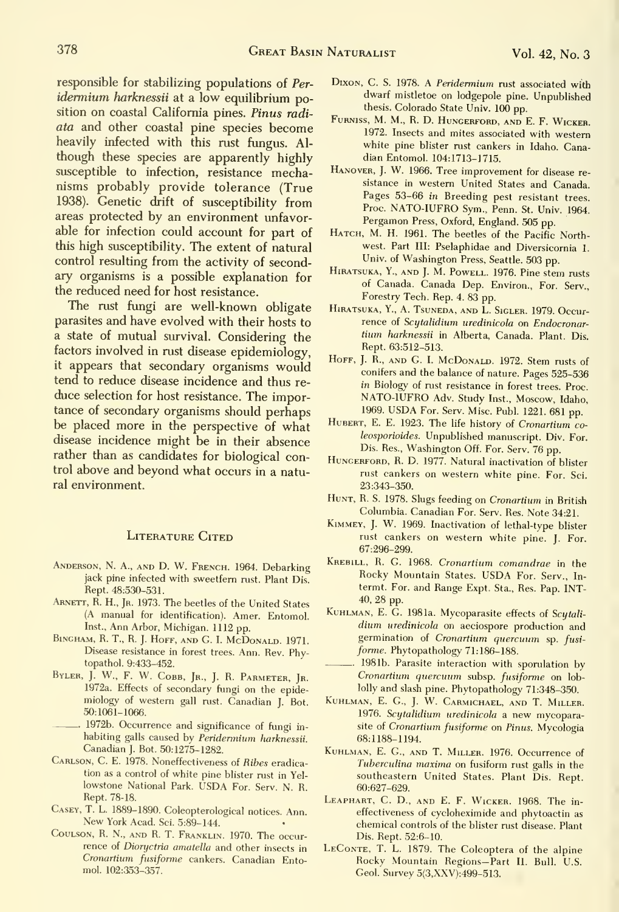responsible for stabilizing populations of *Peridermium harknessii* at a low equilibrium position on coastal California pines. *Pinus radiata* and other coastal pine species become heavily infected with this rust fungus. Although these species are apparently highly susceptible to infection, resistance mechanisms probably provide tolerance (True 1938). Genetic drift of susceptibility from areas protected by an environment unfavorable for infection could account for part of this high susceptibility. The extent of natural control resulting from the activity of secondary organisms is a possible explanation for the reduced need for host resistance.

The rust fungi are well-known obligate parasites and have evolved with their hosts to a state of mutual survival. Considering the factors involved in rust disease epidemiology, it appears that secondary organisms would tend to reduce disease incidence and thus reduce selection for host resistance. The importance of secondary organisms should perhaps be placed more in the perspective of what disease incidence might be in their absence rather than as candidates for biological control above and beyond what occurs in a natural environment.

## Literature Cited

Anderson, N. A., and D. W. French. 1964. Debarking jack pine infected with sweetfern rust. Plant Dis. Rept. 48:530–531.

Arnett, R. H., Jr. 1973. The beetles of the United States (A manual for identification). Amer. Entomol. Inst., Ann Arbor, Michigan. 1112 pp.

Bingham, R. T., R. J. Hoff, and G. I. McDonald. 1971. Disease resistance in forest trees. Ann. Rev. Phytopathol. 9:433–452.

Byler, J. W., F. W. Cobb, Jr., J. R. Parmeter, Jr. 1972a. Effects of secondary fungi on the epidemiology of western gall rust. Canadian J. Bot. 50:1061–1066.

———. 1972b. Occurrence and significance of fungi inhabiting galls caused by *Peridermium harknessii*. Canadian J. Bot. 50:1275–1282.

Carlson, C. E. 1978. Noneffectiveness of *Ribes* eradication as a control of white pine blister rust in Yellowstone National Park. USDA For. Serv. N. R. Rept. 78-18.

Casey, T. L. 1889–1890. Coleopterological notices. Ann. New York Acad. Sci. 5:89–144.

Coulson, R. N., and R. T. Franklin. 1970. The occurrence of *Dioryctria amatella* and other insects in *Cronartium fusiforme* cankers. Canadian Entomol. 102:353–357.

Dixon, C. S. 1978. A *Peridermium* rust associated with dwarf mistletoe on lodgepole pine. Unpublished thesis. Colorado State Univ. 100 pp.

Furniss, M. M., R. D. Hungerford, and E. F. Wicker. 1972. Insects and mites associated with western white pine blister rust cankers in Idaho. Canadian Entomol. 104:1713–1715.

Hanover, J. W. 1966. Tree improvement for disease resistance in western United States and Canada. Pages 53–66 *in* Breeding pest resistant trees. Proc. NATO-IUFRO Sym., Penn. St. Univ. 1964. Pergamon Press, Oxford, England. 505 pp.

Hatch, M. H. 1961. The beetles of the Pacific Northwest. Part III: Pselaphidae and Diversicornia 1. Univ. of Washington Press, Seattle. 503 pp.

Hiratsuka, Y., and J. M. Powell. 1976. Pine stem rusts of Canada. Canada Dep. Environ., For. Serv., Forestry Tech. Rep. 4. 83 pp.

Hiratsuka, Y., A. Tsuneda, and L. Sigler. 1979. Occurrence of *Scytalidium uredinicola* on *Endocronartium harknessii* in Alberta, Canada. Plant. Dis. Rept. 63:512–513.

Hoff, J. R., and G. I. McDonald. 1972. Stem rusts of conifers and the balance of nature. Pages 525–536 *in* Biology of rust resistance in forest trees. Proc. NATO-IUFRO Adv. Study Inst., Moscow, Idaho, 1969. USDA For. Serv. Misc. Publ. 1221. 681 pp.

Hubert, E. E. 1923. The life history of *Cronartium coleosporioides*. Unpublished manuscript. Div. For. Dis. Res., Washington Off. For. Serv. 76 pp.

Hungerford, R. D. 1977. Natural inactivation of blister rust cankers on western white pine. For. Sci. 23:343–350.

Hunt, R. S. 1978. Slugs feeding on *Cronartium* in British Columbia. Canadian For. Serv. Res. Note 34:21.

Kimmey, J. W. 1969. Inactivation of lethal-type blister rust cankers on western white pine. J. For. 67:296–299.

Krebill, R. G. 1968. *Cronartium comandrae* in the Rocky Mountain States. USDA For. Serv., Intermt. For. and Range Expt. Sta., Res. Pap. INT-40, 28 pp.

Kuhlman, E. G. 1981a. Mycoparasite effects of *Scytalidium uredinicola* on aeciospore production and germination of *Cronartium quercuum* sp. *fusiforme*. Phytopathology 71:186–188.

———. 1981b. Parasite interaction with sporulation by *Cronartium quercuum* subsp. *fusiforme* on loblolly and slash pine. Phytopathology 71:348–350.

Kuhlman, E. G., J. W. Carmichael, and T. Miller. 1976. *Scytalidium uredinicola* a new mycoparasite of *Cronartium fusiforme* on *Pinus*. Mycologia 68:1188–1194.

Kuhlman, E. G., and T. Miller. 1976. Occurrence of *Tuberculina maxima* on fusiform rust galls in the southeastern United States. Plant Dis. Rept. 60:627–629.

Leaphart, C. D., and E. F. Wicker. 1968. The ineffectiveness of cycloheximide and phytoactin as chemical controls of the blister rust disease. Plant Dis. Rept. 52:6–10.

LeConte, T. L. 1879. The Coleoptera of the alpine Rocky Mountain Regions—Part II. Bull. U.S. Geol. Survey 5(3,XXV):499–513.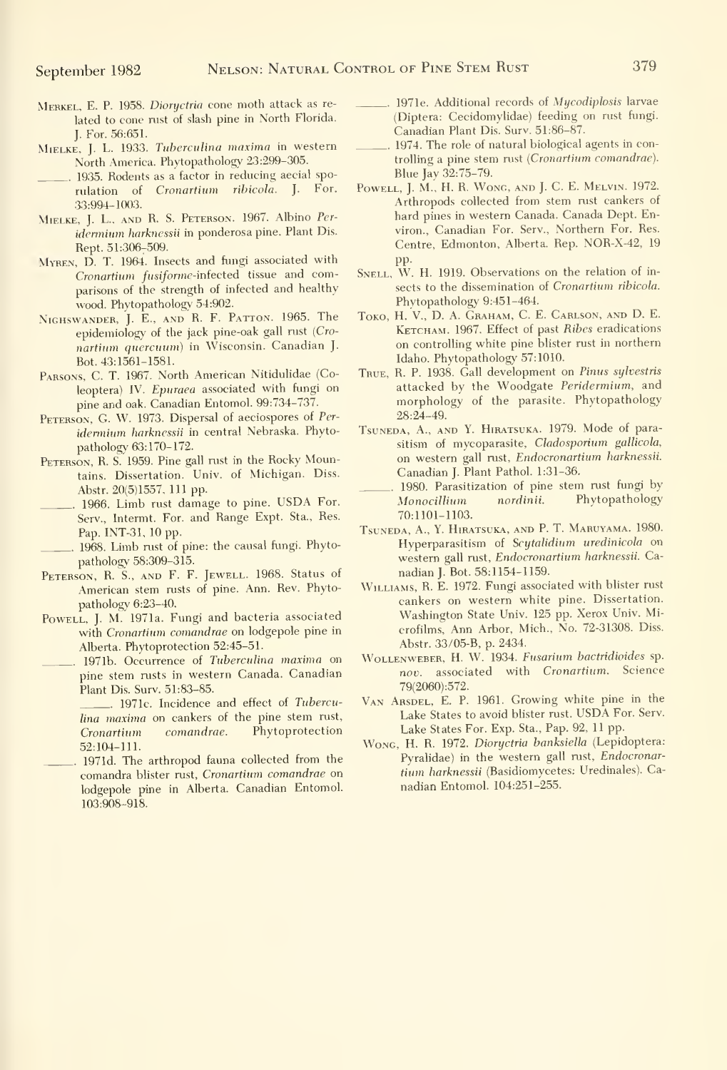Merkel, E. P. 1958. *Dioryctria* cone moth attack as related to cone rust of slash pine in North Florida. J. For. 56:651.

Mielke, J. L. 1933. *Tuberculina maxima* in western North America. Phytopathology 23:299–305.

———. 1935. Rodents as a factor in reducing aecial sporulation of *Cronartium ribicola*. J. For. 33:994–1003.

Mielke, J. L., and R. S. Peterson. 1967. Albino *Peridermium harknessii* in ponderosa pine. Plant Dis. Rept. 51:306–309.

Myren, D. T. 1964. Insects and fungi associated with *Cronartium fusiforme*-infected tissue and comparisons of the strength of infected and healthy wood. Phytopathology 54:902.

Nighswander, J. E., and R. F. Patton. 1965. The epidemiology of the jack pine-oak gall rust (*Cronartium quercuum*) in Wisconsin. Canadian J. Bot. 43:1561–1581.

Parsons, C. T. 1967. North American Nitidulidae (Coleoptera) IV. *Epuraea* associated with fungi on pine and oak. Canadian Entomol. 99:734–737.

Peterson, G. W. 1973. Dispersal of aeciospores of *Peridermium harknessii* in central Nebraska. Phytopathology 63:170–172.

Peterson, R. S. 1959. Pine gall rust in the Rocky Mountains. Dissertation. Univ. of Michigan. Diss. Abstr. 20(5)1557, 111 pp.

———. 1966. Limb rust damage to pine. USDA For. Serv., Intermt. For. and Range Expt. Sta., Res. Pap. INT-31, 10 pp.

———. 1968. Limb rust of pine: the causal fungi. Phytopathology 58:309–315.

Peterson, R. S., and F. F. Jewell. 1968. Status of American stem rusts of pine. Ann. Rev. Phytopathology 6:23–40.

Powell, J. M. 1971a. Fungi and bacteria associated with *Cronartium comandrae* on lodgepole pine in Alberta. Phytoprotection 52:45–51.

———. 1971b. Occurrence of *Tuberculina maxima* on pine stem rusts in western Canada. Canadian Plant Dis. Surv. 51:83–85.

———. 1971c. Incidence and effect of *Tuberculina maxima* on cankers of the pine stem rust, *Cronartium comandrae*. Phytoprotection 52:104–111.

———. 1971d. The arthropod fauna collected from the comandra blister rust, *Cronartium comandrae* on lodgepole pine in Alberta. Canadian Entomol. 103:908–918.

———. 1971e. Additional records of *Mycodiplosis* larvae (Diptera: Cecidomyiidae) feeding on rust fungi. Canadian Plant Dis. Surv. 51:86–87.

———. 1974. The role of natural biological agents in controlling a pine stem rust (*Cronartium comandrae*). Blue Jay 32:75–79.

Powell, J. M., H. R. Wong, and J. C. E. Melvin. 1972. Arthropods collected from stem rust cankers of hard pines in western Canada. Canada Dept. Environ., Canadian For. Serv., Northern For. Res. Centre, Edmonton, Alberta. Rep. NOR-X-42, 19 pp.

Snell, W. H. 1919. Observations on the relation of insects to the dissemination of *Cronartium ribicola*. Phytopathology 9:451–464.

Toko, H. V., D. A. Graham, C. E. Carlson, and D. E. Ketcham. 1967. Effect of past *Ribes* eradications on controlling white pine blister rust in northern Idaho. Phytopathology 57:1010.

True, R. P. 1938. Gall development on *Pinus sylvestris* attacked by the Woodgate *Peridermium*, and morphology of the parasite. Phytopathology 28:24–49.

Tsuneda, A., and Y. Hiratsuka. 1979. Mode of parasitism of mycoparasite, *Cladosporium gallicola*, on western gall rust, *Endocronartium harknessii*. Canadian J. Plant Pathol. 1:31–36.

———. 1980. Parasitization of pine stem rust fungi by *Monocillium nordinii*. Phytopathology 70:1101–1103.

Tsuneda, A., Y. Hiratsuka, and P. T. Maruyama. 1980. Hyperparasitism of *Scytalidium uredinicola* on western gall rust, *Endocronartium harknessii*. Canadian J. Bot. 58:1154–1159.

Williams, R. E. 1972. Fungi associated with blister rust cankers on western white pine. Dissertation. Washington State Univ. 125 pp. Xerox Univ. Microfilms, Ann Arbor, Mich., No. 72-31308. Diss. Abstr. 33/05-B, p. 2434.

Wollenweber, H. W. 1934. *Fusarium bactridioides* sp. *nov.* associated with *Cronartium*. Science 79(2060):572.

Van Arsdel, E. P. 1961. Growing white pine in the Lake States to avoid blister rust. USDA For. Serv. Lake States For. Exp. Sta., Pap. 92, 11 pp.

Wong, H. R. 1972. *Dioryctria banksiella* (Lepidoptera: Pyralidae) in the western gall rust, *Endocronartium harknessii* (Basidiomycetes: Uredinales). Canadian Entomol. 104:251–255.